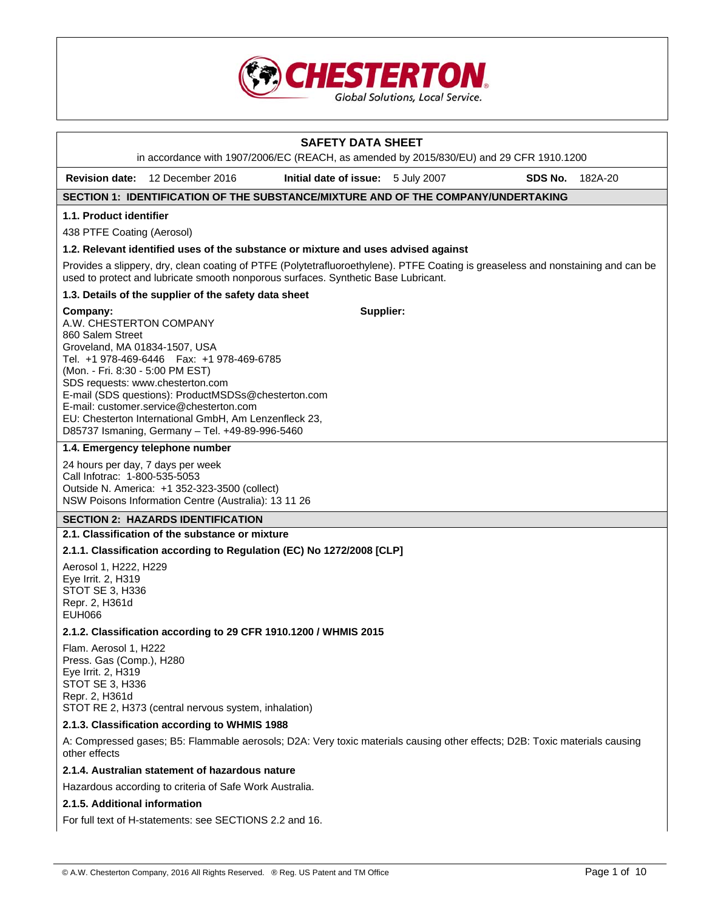CHESTERTON

Global Solutions, Local Service.

# SAFETY DATA SHEET

in accordance with 1907/2006/EC (REACH, as amended by 2015/830/EU) and 29 CFR 1910.1200

**Revision date:** 12 December 2016 **Initial date of issue:** 5 July 2007 **SDS No.** 182A-20

## SECTION 1: IDENTIFICATION OF THE SUBSTANCE/MIXTURE AND OF THE COMPANY/UNDERTAKING

### 1.1. Product identifier

438 PTFE Coating (Aerosol)

### 1.2. Relevant identified uses of the substance or mixture and uses advised against

Provides a slippery, dry, clean coating of PTFE (Polytetrafluoroethylene). PTFE Coating is greaseless and nonstaining and can be used to protect and lubricate smooth nonporous surfaces. Synthetic Base Lubricant.

### 1.3. Details of the supplier of the safety data sheet

**Company:**
A.W. CHESTERTON COMPANY
860 Salem Street
Groveland, MA 01834-1507, USA
Tel. +1 978-469-6446 Fax: +1 978-469-6785
(Mon. - Fri. 8:30 - 5:00 PM EST)
SDS requests: www.chesterton.com
E-mail (SDS questions): ProductMSDSs@chesterton.com
E-mail: customer.service@chesterton.com
EU: Chesterton International GmbH, Am Lenzenfleck 23, D85737 Ismaning, Germany – Tel. +49-89-996-5460

**Supplier:**

### 1.4. Emergency telephone number

24 hours per day, 7 days per week
Call Infotrac: 1-800-535-5053
Outside N. America: +1 352-323-3500 (collect)
NSW Poisons Information Centre (Australia): 13 11 26

## SECTION 2: HAZARDS IDENTIFICATION

### 2.1. Classification of the substance or mixture

#### 2.1.1. Classification according to Regulation (EC) No 1272/2008 [CLP]

Aerosol 1, H222, H229
Eye Irrit. 2, H319
STOT SE 3, H336
Repr. 2, H361d
EUH066

#### 2.1.2. Classification according to 29 CFR 1910.1200 / WHMIS 2015

Flam. Aerosol 1, H222
Press. Gas (Comp.), H280
Eye Irrit. 2, H319
STOT SE 3, H336
Repr. 2, H361d
STOT RE 2, H373 (central nervous system, inhalation)

#### 2.1.3. Classification according to WHMIS 1988

A: Compressed gases; B5: Flammable aerosols; D2A: Very toxic materials causing other effects; D2B: Toxic materials causing other effects

#### 2.1.4. Australian statement of hazardous nature

Hazardous according to criteria of Safe Work Australia.

#### 2.1.5. Additional information

For full text of H-statements: see SECTIONS 2.2 and 16.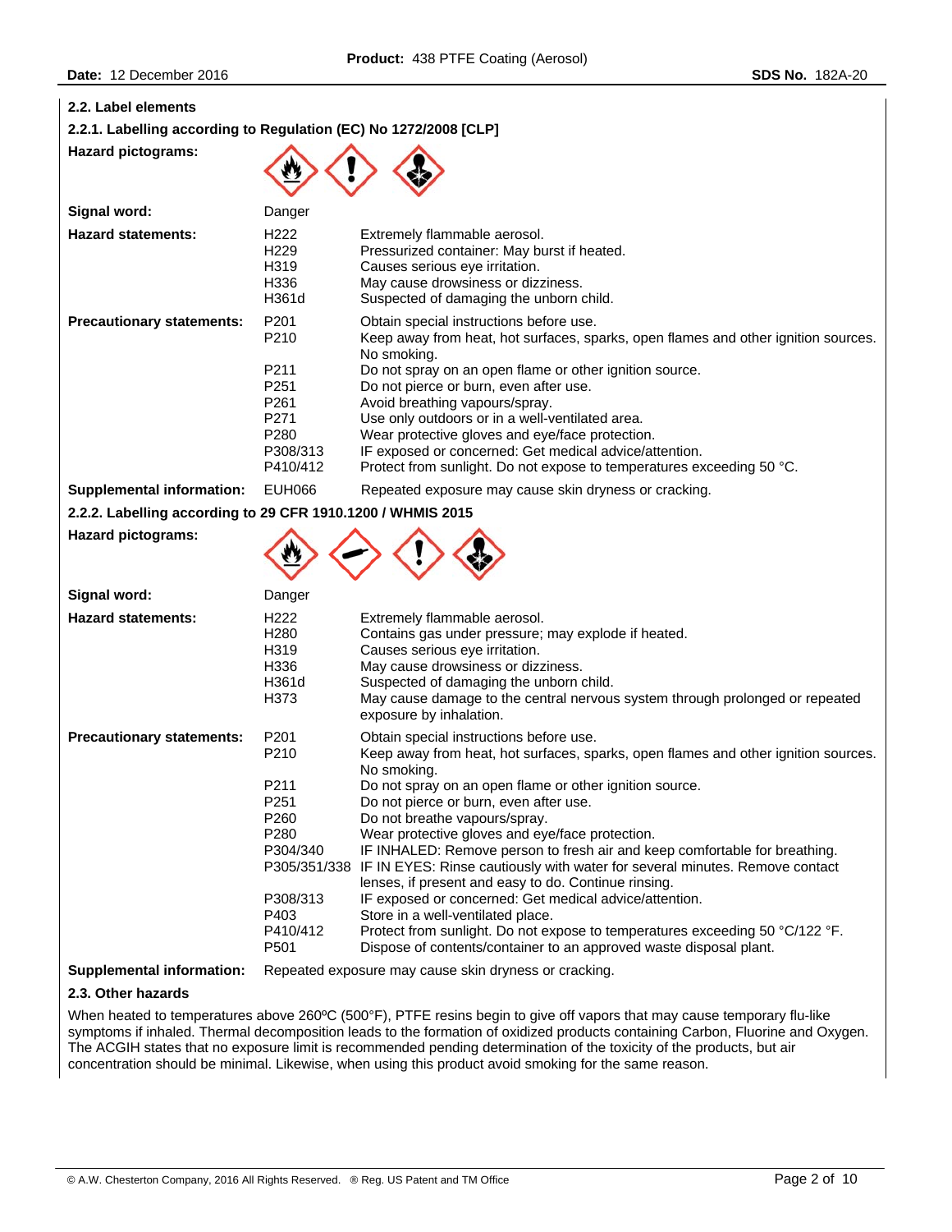## 2.2. Label elements

### 2.2.1. Labelling according to Regulation (EC) No 1272/2008 [CLP]

**Hazard pictograms:**

**Signal word:** Danger

**Hazard statements:**

| | |
|---|---|
| H222 | Extremely flammable aerosol. |
| H229 | Pressurized container: May burst if heated. |
| H319 | Causes serious eye irritation. |
| H336 | May cause drowsiness or dizziness. |
| H361d | Suspected of damaging the unborn child. |

**Precautionary statements:**

| | |
|---|---|
| P201 | Obtain special instructions before use. |
| P210 | Keep away from heat, hot surfaces, sparks, open flames and other ignition sources. No smoking. |
| P211 | Do not spray on an open flame or other ignition source. |
| P251 | Do not pierce or burn, even after use. |
| P261 | Avoid breathing vapours/spray. |
| P271 | Use only outdoors or in a well-ventilated area. |
| P280 | Wear protective gloves and eye/face protection. |
| P308/313 | IF exposed or concerned: Get medical advice/attention. |
| P410/412 | Protect from sunlight. Do not expose to temperatures exceeding 50 °C. |

**Supplemental information:** EUH066 Repeated exposure may cause skin dryness or cracking.

### 2.2.2. Labeling according to 29 CFR 1910.1200 / WHMIS 2015

**Hazard pictograms:**

**Signal word:** Danger

**Hazard statements:**

| | |
|---|---|
| H222 | Extremely flammable aerosol. |
| H280 | Contains gas under pressure; may explode if heated. |
| H319 | Causes serious eye irritation. |
| H336 | May cause drowsiness or dizziness. |
| H361d | Suspected of damaging the unborn child. |
| H373 | May cause damage to the central nervous system through prolonged or repeated exposure by inhalation. |

**Precautionary statements:**

| | |
|---|---|
| P201 | Obtain special instructions before use. |
| P210 | Keep away from heat, hot surfaces, sparks, open flames and other ignition sources. No smoking. |
| P211 | Do not spray on an open flame or other ignition source. |
| P251 | Do not pierce or burn, even after use. |
| P260 | Do not breathe vapours/spray. |
| P280 | Wear protective gloves and eye/face protection. |
| P304/340 | IF INHALED: Remove person to fresh air and keep comfortable for breathing. |
| P305/351/338 | IF IN EYES: Rinse cautiously with water for several minutes. Remove contact lenses, if present and easy to do. Continue rinsing. |
| P308/313 | IF exposed or concerned: Get medical advice/attention. |
| P403 | Store in a well-ventilated place. |
| P410/412 | Protect from sunlight. Do not expose to temperatures exceeding 50 °C/122 °F. |
| P501 | Dispose of contents/container to an approved waste disposal plant. |

**Supplemental information:** Repeated exposure may cause skin dryness or cracking.

## 2.3. Other hazards

When heated to temperatures above 260ºC (500°F), PTFE resins begin to give off vapors that may cause temporary flu-like symptoms if inhaled. Thermal decomposition leads to the formation of oxidized products containing Carbon, Fluorine and Oxygen. The ACGIH states that no exposure limit is recommended pending determination of the toxicity of the products, but air concentration should be minimal. Likewise, when using this product avoid smoking for the same reason.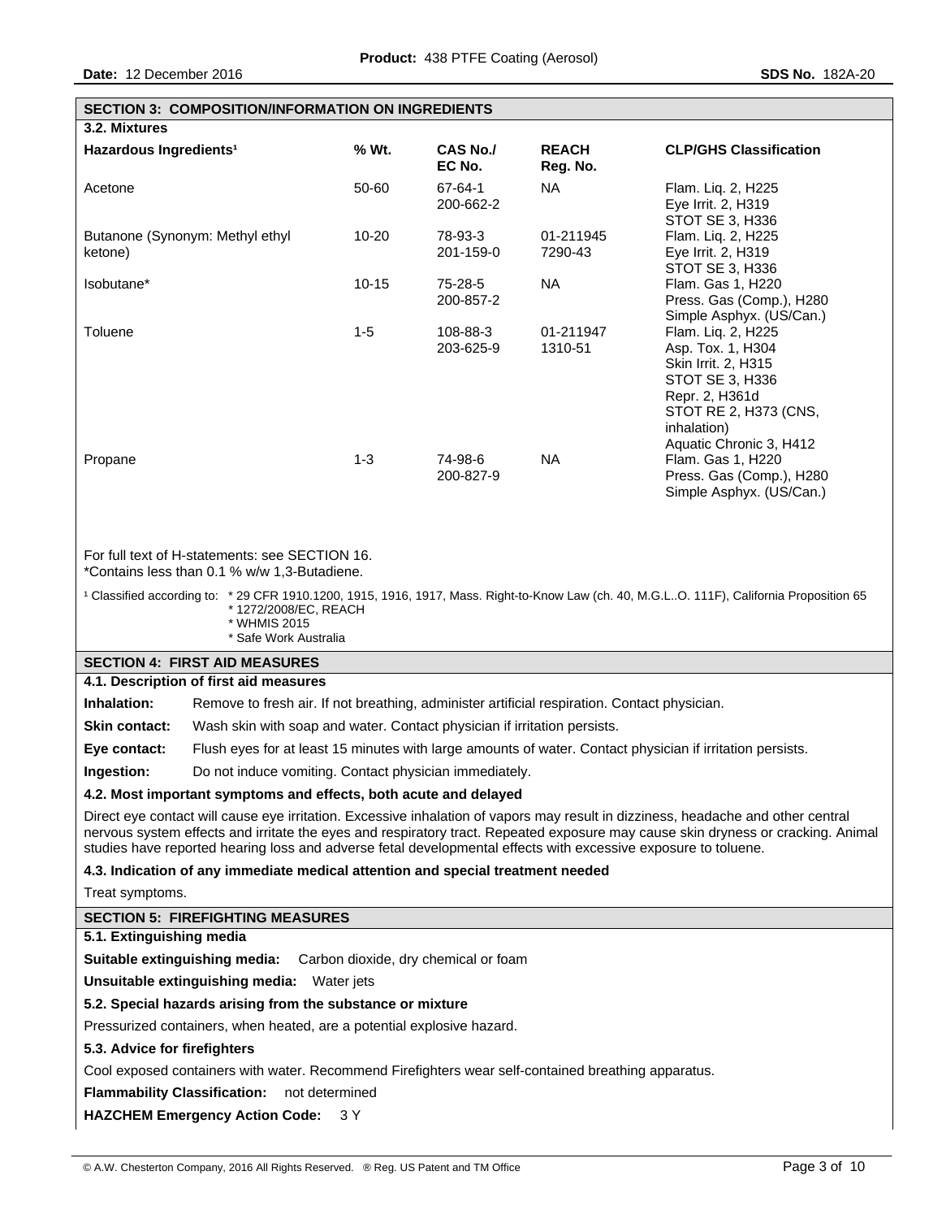## SECTION 3: COMPOSITION/INFORMATION ON INGREDIENTS

### 3.2. Mixtures

| Hazardous Ingredients[1] | % Wt. | CAS No./ EC No. | REACH Reg. No. | CLP/GHS Classification |
|---|---|---|---|---|
| Acetone | 50-60 | 67-64-1 200-662-2 | NA | Flam. Liq. 2, H225 Eye Irrit. 2, H319 STOT SE 3, H336 |
| Butanone (Synonym: Methyl ethyl ketone) | 10-20 | 78-93-3 201-159-0 | 01-211945 7290-43 | Flam. Liq. 2, H225 Eye Irrit. 2, H319 STOT SE 3, H336 |
| Isobutane* | 10-15 | 75-28-5 200-857-2 | NA | Flam. Gas 1, H220 Press. Gas (Comp.), H280 Simple Asphyx. (US/Can.) |
| Toluene | 1-5 | 108-88-3 203-625-9 | 01-211947 1310-51 | Flam. Liq. 2, H225 Asp. Tox. 1, H304 Skin Irrit. 2, H315 STOT SE 3, H336 Repr. 2, H361d STOT RE 2, H373 (CNS, inhalation) Aquatic Chronic 3, H412 |
| Propane | 1-3 | 74-98-6 200-827-9 | NA | Flam. Gas 1, H220 Press. Gas (Comp.), H280 Simple Asphyx. (US/Can.) |

For full text of H-statements: see SECTION 16.
*Contains less than 0.1 % w/w 1,3-Butadiene.

[1] Classified according to:
* 29 CFR 1910.1200, 1915, 1916, 1917, Mass. Right-to-Know Law (ch. 40, M.G.L..O. 111F), California Proposition 65
* 1272/2008/EC, REACH
* WHMIS 2015
* Safe Work Australia

## SECTION 4: FIRST AID MEASURES

### 4.1. Description of first aid measures

**Inhalation:** Remove to fresh air. If not breathing, administer artificial respiration. Contact physician.

**Skin contact:** Wash skin with soap and water. Contact physician if irritation persists.

**Eye contact:** Flush eyes for at least 15 minutes with large amounts of water. Contact physician if irritation persists.

**Ingestion:** Do not induce vomiting. Contact physician immediately.

### 4.2. Most important symptoms and effects, both acute and delayed

Direct eye contact will cause eye irritation. Excessive inhalation of vapors may result in dizziness, headache and other central nervous system effects and irritate the eyes and respiratory tract. Repeated exposure may cause skin dryness or cracking. Animal studies have reported hearing loss and adverse fetal developmental effects with excessive exposure to toluene.

### 4.3. Indication of any immediate medical attention and special treatment needed

Treat symptoms.

## SECTION 5: FIREFIGHTING MEASURES

### 5.1. Extinguishing media

**Suitable extinguishing media:** Carbon dioxide, dry chemical or foam

**Unsuitable extinguishing media:** Water jets

### 5.2. Special hazards arising from the substance or mixture

Pressurized containers, when heated, are a potential explosive hazard.

### 5.3. Advice for firefighters

Cool exposed containers with water. Recommend Firefighters wear self-contained breathing apparatus.

**Flammability Classification:** not determined

**HAZCHEM Emergency Action Code:** 3 Y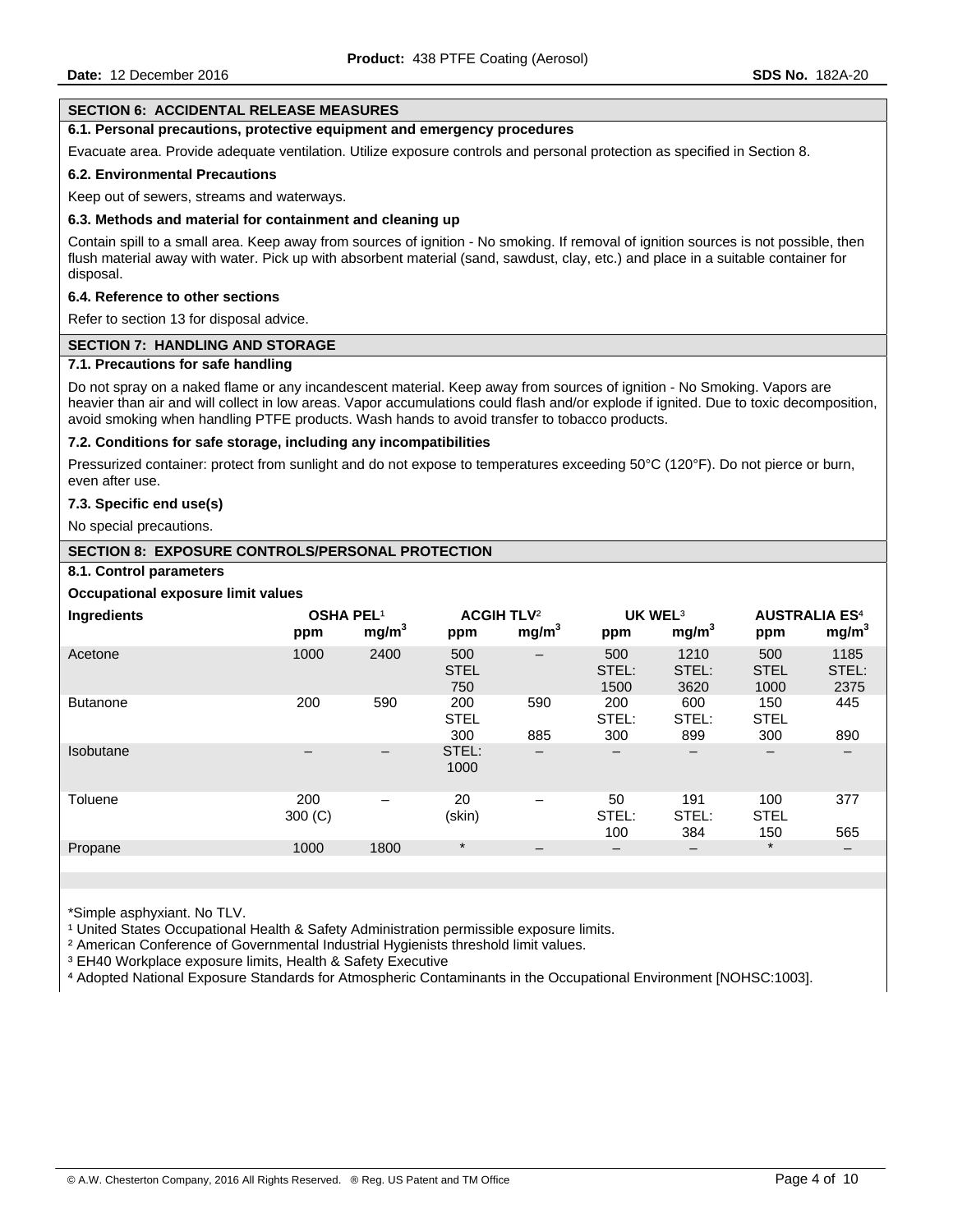## SECTION 6: ACCIDENTAL RELEASE MEASURES

### 6.1. Personal precautions, protective equipment and emergency procedures

Evacuate area. Provide adequate ventilation. Utilize exposure controls and personal protection as specified in Section 8.

### 6.2. Environmental Precautions

Keep out of sewers, streams and waterways.

### 6.3. Methods and material for containment and cleaning up

Contain spill to a small area. Keep away from sources of ignition - No smoking. If removal of ignition sources is not possible, then flush material away with water. Pick up with absorbent material (sand, sawdust, clay, etc.) and place in a suitable container for disposal.

### 6.4. Reference to other sections

Refer to section 13 for disposal advice.

## SECTION 7: HANDLING AND STORAGE

### 7.1. Precautions for safe handling

Do not spray on a naked flame or any incandescent material. Keep away from sources of ignition - No Smoking. Vapors are heavier than air and will collect in low areas. Vapor accumulations could flash and/or explode if ignited. Due to toxic decomposition, avoid smoking when handling PTFE products. Wash hands to avoid transfer to tobacco products.

### 7.2. Conditions for safe storage, including any incompatibilities

Pressurized container: protect from sunlight and do not expose to temperatures exceeding 50°C (120°F). Do not pierce or burn, even after use.

### 7.3. Specific end use(s)

No special precautions.

## SECTION 8: EXPOSURE CONTROLS/PERSONAL PROTECTION

### 8.1. Control parameters

**Occupational exposure limit values**

| Ingredients | OSHA PEL[1] | | ACGIH TLV[2] | | UK WEL[3] | | AUSTRALIA ES[4] | |
|---|---|---|---|---|---|---|---|---|
| | ppm | mg/m³ | ppm | mg/m³ | ppm | mg/m³ | ppm | mg/m³ |
| Acetone | 1000 | 2400 | 500 STEL 750 | – | 500 STEL: 1500 | 1210 STEL: 3620 | 500 STEL 1000 | 1185 STEL: 2375 |
| Butanone | 200 | 590 | 200 STEL 300 | 590 885 | 200 STEL: 300 | 600 STEL: 899 | 150 STEL 300 | 445 890 |
| Isobutane | – | – | STEL: 1000 | – | – | – | – | – |
| Toluene | 200 300 (C) | – | 20 (skin) | – | 50 STEL: 100 | 191 STEL: 384 | 100 STEL 150 | 377 565 |
| Propane | 1000 | 1800 | * | – | – | – | * | – |

*Simple asphyxiant. No TLV.

[1] United States Occupational Health & Safety Administration permissible exposure limits.

[2] American Conference of Governmental Industrial Hygienists threshold limit values.

[3] EH40 Workplace exposure limits, Health & Safety Executive

[4] Adopted National Exposure Standards for Atmospheric Contaminants in the Occupational Environment [NOHSC:1003].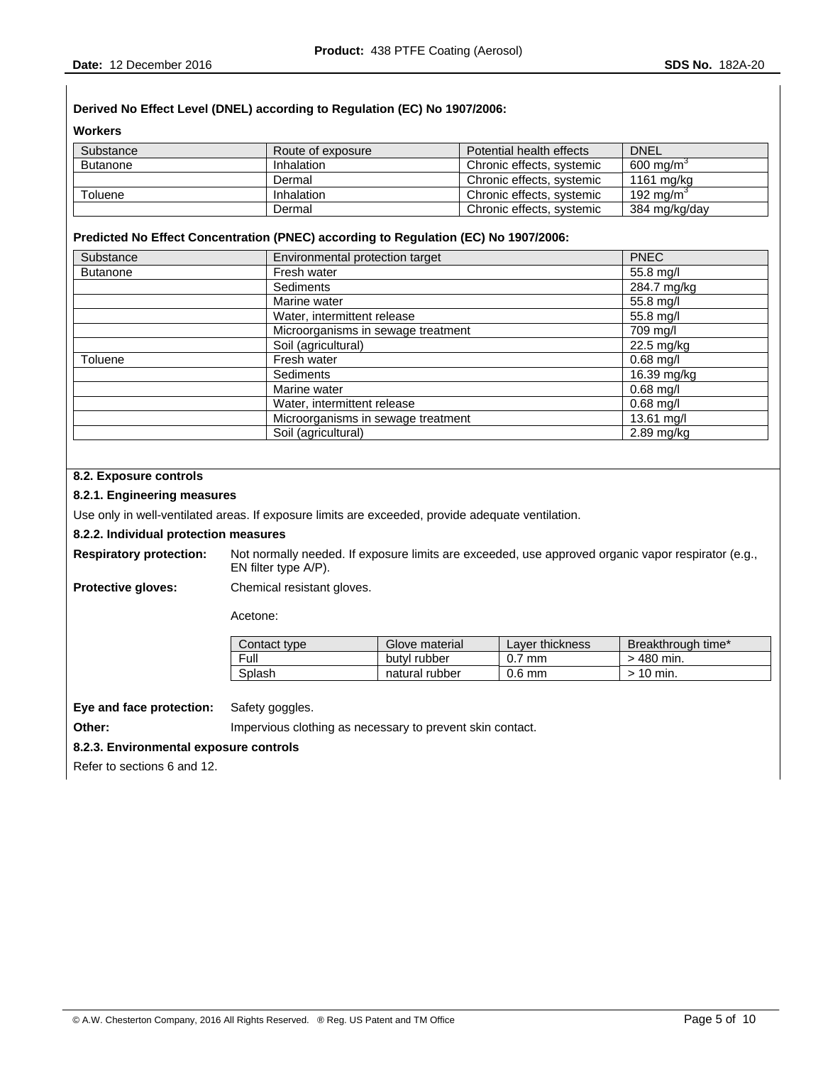**Derived No Effect Level (DNEL) according to Regulation (EC) No 1907/2006:**

**Workers**

| Substance | Route of exposure | Potential health effects | DNEL |
|---|---|---|---|
| Butanone | Inhalation | Chronic effects, systemic | 600 $mg/m^3$ |
| | Dermal | Chronic effects, systemic | 1161 mg/kg |
| Toluene | Inhalation | Chronic effects, systemic | 192 $mg/m^3$ |
| | Dermal | Chronic effects, systemic | 384 mg/kg/day |

**Predicted No Effect Concentration (PNEC) according to Regulation (EC) No 1907/2006:**

| Substance | Environmental protection target | PNEC |
|---|---|---|
| Butanone | Fresh water | 55.8 mg/l |
| | Sediments | 284.7 mg/kg |
| | Marine water | 55.8 mg/l |
| | Water, intermittent release | 55.8 mg/l |
| | Microorganisms in sewage treatment | 709 mg/l |
| | Soil (agricultural) | 22.5 mg/kg |
| Toluene | Fresh water | 0.68 mg/l |
| | Sediments | 16.39 mg/kg |
| | Marine water | 0.68 mg/l |
| | Water, intermittent release | 0.68 mg/l |
| | Microorganisms in sewage treatment | 13.61 mg/l |
| | Soil (agricultural) | 2.89 mg/kg |

**8.2. Exposure controls**

**8.2.1. Engineering measures**

Use only in well-ventilated areas. If exposure limits are exceeded, provide adequate ventilation.

**8.2.2. Individual protection measures**

**Respiratory protection:** Not normally needed. If exposure limits are exceeded, use approved organic vapor respirator (e.g., EN filter type A/P).

**Protective gloves:** Chemical resistant gloves.

Acetone:

| Contact type | Glove material | Layer thickness | Breakthrough time* |
|---|---|---|---|
| Full | butyl rubber | 0.7 mm | > 480 min. |
| Splash | natural rubber | 0.6 mm | > 10 min. |

**Eye and face protection:** Safety goggles.

**Other:** Impervious clothing as necessary to prevent skin contact.

**8.2.3. Environmental exposure controls**

Refer to sections 6 and 12.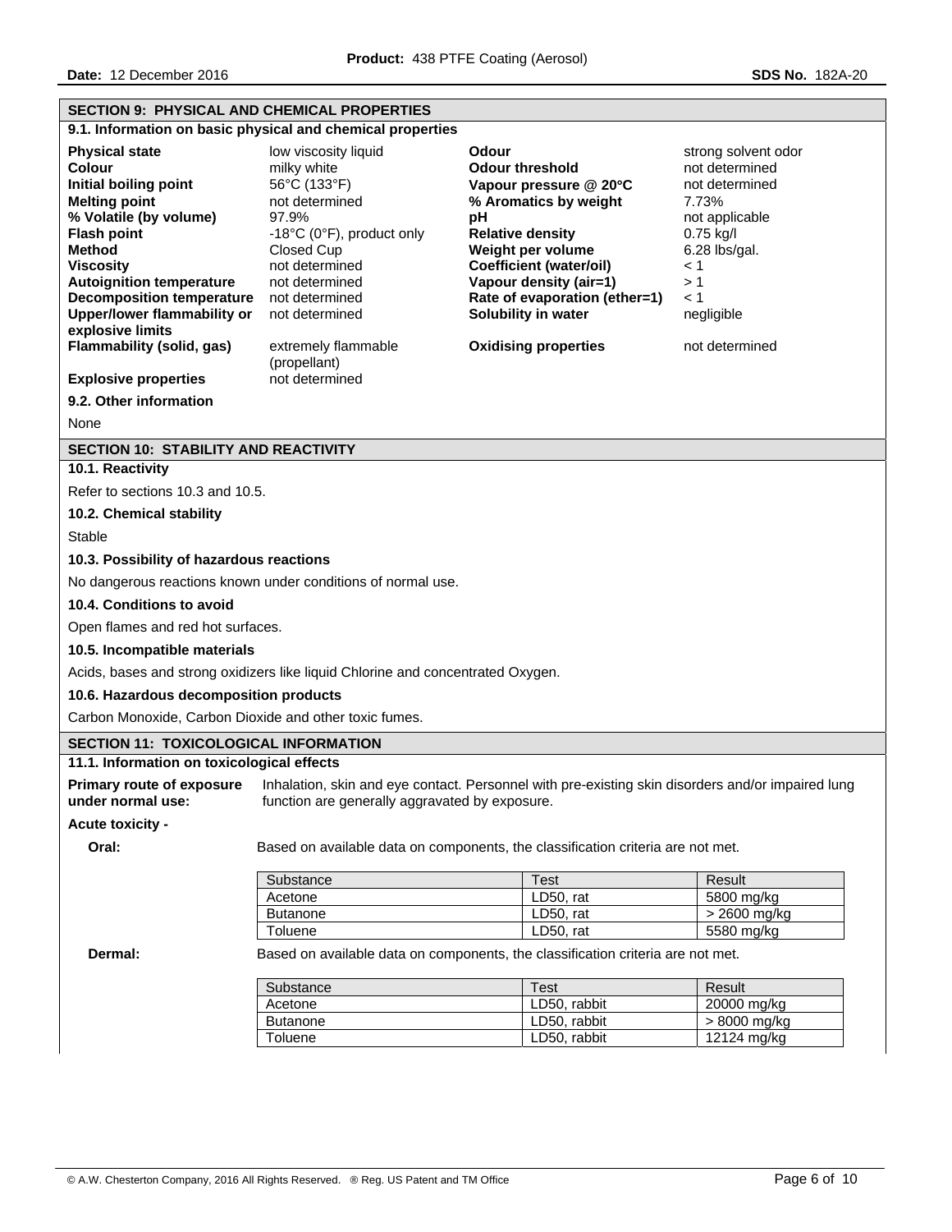## SECTION 9: PHYSICAL AND CHEMICAL PROPERTIES

### 9.1. Information on basic physical and chemical properties

| Property | Value | Property | Value |
|---|---|---|---|
| **Physical state** | low viscosity liquid | **Odour** | strong solvent odor |
| **Colour** | milky white | **Odour threshold** | not determined |
| **Initial boiling point** | 56°C (133°F) | **Vapour pressure @ 20°C** | not determined |
| **Melting point** | not determined | **% Aromatics by weight** | 7.73% |
| **% Volatile (by volume)** | 97.9% | **pH** | not applicable |
| **Flash point** | -18°C (0°F), product only | **Relative density** | 0.75 kg/l |
| **Method** | Closed Cup | **Weight per volume** | 6.28 lbs/gal. |
| **Viscosity** | not determined | **Coefficient (water/oil)** | < 1 |
| **Autoignition temperature** | not determined | **Vapour density (air=1)** | > 1 |
| **Decomposition temperature** | not determined | **Rate of evaporation (ether=1)** | < 1 |
| **Upper/lower flammability or explosive limits** | not determined | **Solubility in water** | negligible |
| **Flammability (solid, gas)** | extremely flammable (propellant) | **Oxidising properties** | not determined |
| **Explosive properties** | not determined | | |

### 9.2. Other information

None

## SECTION 10: STABILITY AND REACTIVITY

### 10.1. Reactivity

Refer to sections 10.3 and 10.5.

### 10.2. Chemical stability

Stable

### 10.3. Possibility of hazardous reactions

No dangerous reactions known under conditions of normal use.

### 10.4. Conditions to avoid

Open flames and red hot surfaces.

### 10.5. Incompatible materials

Acids, bases and strong oxidizers like liquid Chlorine and concentrated Oxygen.

### 10.6. Hazardous decomposition products

Carbon Monoxide, Carbon Dioxide and other toxic fumes.

## SECTION 11: TOXICOLOGICAL INFORMATION

### 11.1. Information on toxicological effects

**Primary route of exposure under normal use:** Inhalation, skin and eye contact. Personnel with pre-existing skin disorders and/or impaired lung function are generally aggravated by exposure.

**Acute toxicity -**

**Oral:** Based on available data on components, the classification criteria are not met.

| Substance | Test | Result |
|---|---|---|
| Acetone | LD50, rat | 5800 mg/kg |
| Butanone | LD50, rat | > 2600 mg/kg |
| Toluene | LD50, rat | 5580 mg/kg |

**Dermal:** Based on available data on components, the classification criteria are not met.

| Substance | Test | Result |
|---|---|---|
| Acetone | LD50, rabbit | 20000 mg/kg |
| Butanone | LD50, rabbit | > 8000 mg/kg |
| Toluene | LD50, rabbit | 12124 mg/kg |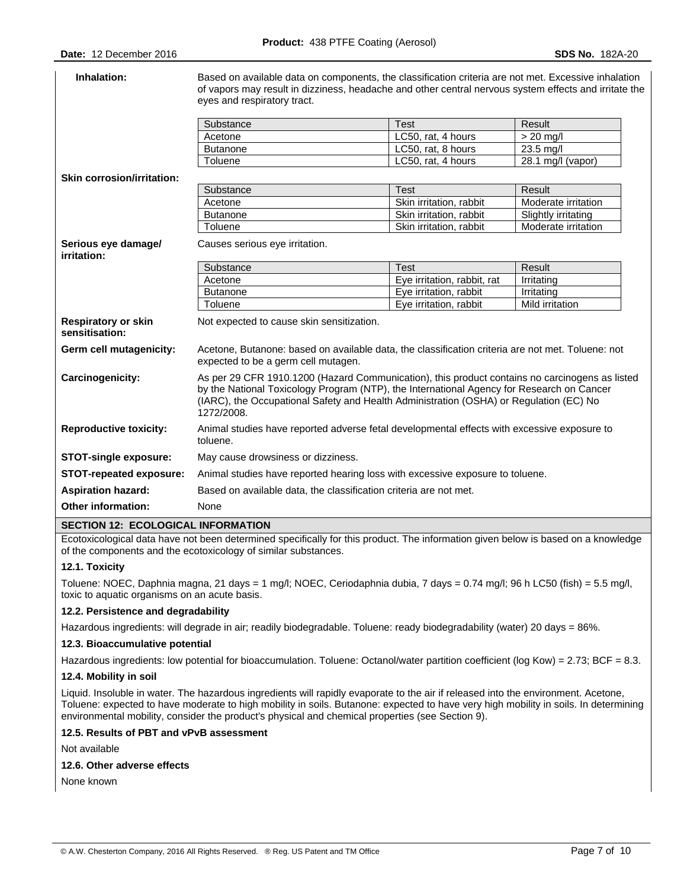**Inhalation:** Based on available data on components, the classification criteria are not met. Excessive inhalation of vapors may result in dizziness, headache and other central nervous system effects and irritate the eyes and respiratory tract.

| Substance | Test | Result |
|---|---|---|
| Acetone | LC50, rat, 4 hours | > 20 mg/l |
| Butanone | LC50, rat, 8 hours | 23.5 mg/l |
| Toluene | LC50, rat, 4 hours | 28.1 mg/l (vapor) |

**Skin corrosion/irritation:**

| Substance | Test | Result |
|---|---|---|
| Acetone | Skin irritation, rabbit | Moderate irritation |
| Butanone | Skin irritation, rabbit | Slightly irritating |
| Toluene | Skin irritation, rabbit | Moderate irritation |

**Serious eye damage/ irritation:** Causes serious eye irritation.

| Substance | Test | Result |
|---|---|---|
| Acetone | Eye irritation, rabbit, rat | Irritating |
| Butanone | Eye irritation, rabbit | Irritating |
| Toluene | Eye irritation, rabbit | Mild irritation |

**Respiratory or skin sensitisation:** Not expected to cause skin sensitization.

**Germ cell mutagenicity:** Acetone, Butanone: based on available data, the classification criteria are not met. Toluene: not expected to be a germ cell mutagen.

**Carcinogenicity:** As per 29 CFR 1910.1200 (Hazard Communication), this product contains no carcinogens as listed by the National Toxicology Program (NTP), the International Agency for Research on Cancer (IARC), the Occupational Safety and Health Administration (OSHA) or Regulation (EC) No 1272/2008.

**Reproductive toxicity:** Animal studies have reported adverse fetal developmental effects with excessive exposure to toluene.

**STOT-single exposure:** May cause drowsiness or dizziness.

**STOT-repeated exposure:** Animal studies have reported hearing loss with excessive exposure to toluene.

**Aspiration hazard:** Based on available data, the classification criteria are not met.

**Other information:** None

## SECTION 12: ECOLOGICAL INFORMATION

Ecotoxicological data have not been determined specifically for this product. The information given below is based on a knowledge of the components and the ecotoxicology of similar substances.

### 12.1. Toxicity

Toluene: NOEC, Daphnia magna, 21 days = 1 mg/l; NOEC, Ceriodaphnia dubia, 7 days = 0.74 mg/l; 96 h LC50 (fish) = 5.5 mg/l, toxic to aquatic organisms on an acute basis.

### 12.2. Persistence and degradability

Hazardous ingredients: will degrade in air; readily biodegradable. Toluene: ready biodegradability (water) 20 days = 86%.

### 12.3. Bioaccumulative potential

Hazardous ingredients: low potential for bioaccumulation. Toluene: Octanol/water partition coefficient (log Kow) = 2.73; BCF = 8.3.

### 12.4. Mobility in soil

Liquid. Insoluble in water. The hazardous ingredients will rapidly evaporate to the air if released into the environment. Acetone, Toluene: expected to have moderate to high mobility in soils. Butanone: expected to have very high mobility in soils. In determining environmental mobility, consider the product's physical and chemical properties (see Section 9).

### 12.5. Results of PBT and vPvB assessment

Not available

### 12.6. Other adverse effects

None known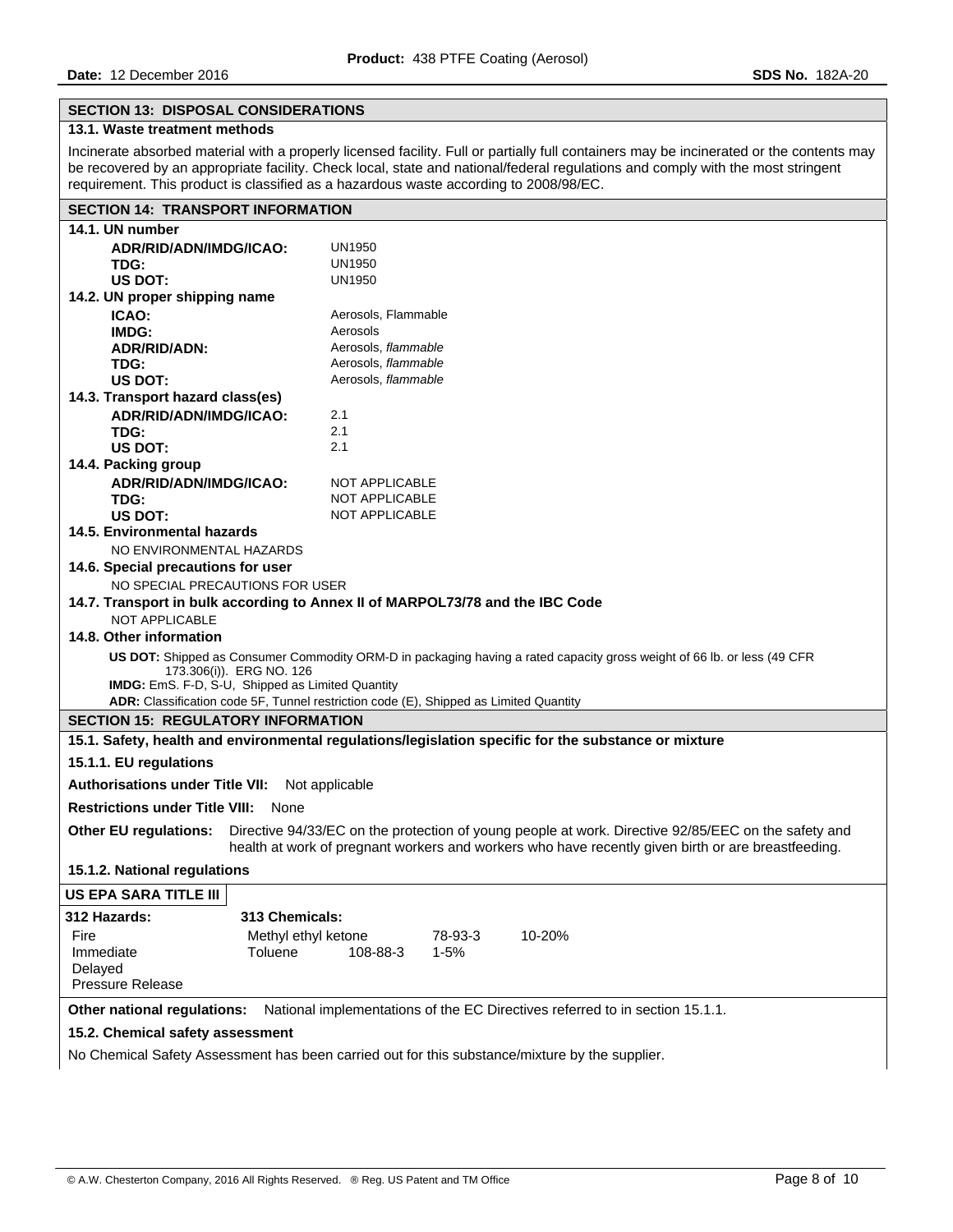## SECTION 13: DISPOSAL CONSIDERATIONS

### 13.1. Waste treatment methods

Incinerate absorbed material with a properly licensed facility. Full or partially full containers may be incinerated or the contents may be recovered by an appropriate facility. Check local, state and national/federal regulations and comply with the most stringent requirement. This product is classified as a hazardous waste according to 2008/98/EC.

## SECTION 14: TRANSPORT INFORMATION

### 14.1. UN number

| | |
|---|---|
| **ADR/RID/ADN/IMDG/ICAO:** | UN1950 |
| **TDG:** | UN1950 |
| **US DOT:** | UN1950 |

### 14.2. UN proper shipping name

| | |
|---|---|
| **ICAO:** | Aerosols, Flammable |
| **IMDG:** | Aerosols |
| **ADR/RID/ADN:** | Aerosols, *flammable* |
| **TDG:** | Aerosols, *flammable* |
| **US DOT:** | Aerosols, *flammable* |

### 14.3. Transport hazard class(es)

| | |
|---|---|
| **ADR/RID/ADN/IMDG/ICAO:** | 2.1 |
| **TDG:** | 2.1 |
| **US DOT:** | 2.1 |

### 14.4. Packing group

| | |
|---|---|
| **ADR/RID/ADN/IMDG/ICAO:** | NOT APPLICABLE |
| **TDG:** | NOT APPLICABLE |
| **US DOT:** | NOT APPLICABLE |

### 14.5. Environmental hazards

NO ENVIRONMENTAL HAZARDS

### 14.6. Special precautions for user

NO SPECIAL PRECAUTIONS FOR USER

### 14.7. Transport in bulk according to Annex II of MARPOL73/78 and the IBC Code

NOT APPLICABLE

### 14.8. Other information

**US DOT:** Shipped as Consumer Commodity ORM-D in packaging having a rated capacity gross weight of 66 lb. or less (49 CFR 173.306(i)). ERG NO. 126

**IMDG:** EmS. F-D, S-U, Shipped as Limited Quantity

**ADR:** Classification code 5F, Tunnel restriction code (E), Shipped as Limited Quantity

## SECTION 15: REGULATORY INFORMATION

### 15.1. Safety, health and environmental regulations/legislation specific for the substance or mixture

### 15.1.1. EU regulations

**Authorisations under Title VII:** Not applicable

**Restrictions under Title VIII:** None

**Other EU regulations:** Directive 94/33/EC on the protection of young people at work. Directive 92/85/EEC on the safety and health at work of pregnant workers and workers who have recently given birth or are breastfeeding.

### 15.1.2. National regulations

**US EPA SARA TITLE III**

| 312 Hazards: | 313 Chemicals: | | |
|---|---|---|---|
| Fire | Methyl ethyl ketone | 78-93-3 | 10-20% |
| Immediate | Toluene | 108-88-3 | 1-5% |
| Delayed | | | |
| Pressure Release | | | |

**Other national regulations:** National implementations of the EC Directives referred to in section 15.1.1.

### 15.2. Chemical safety assessment

No Chemical Safety Assessment has been carried out for this substance/mixture by the supplier.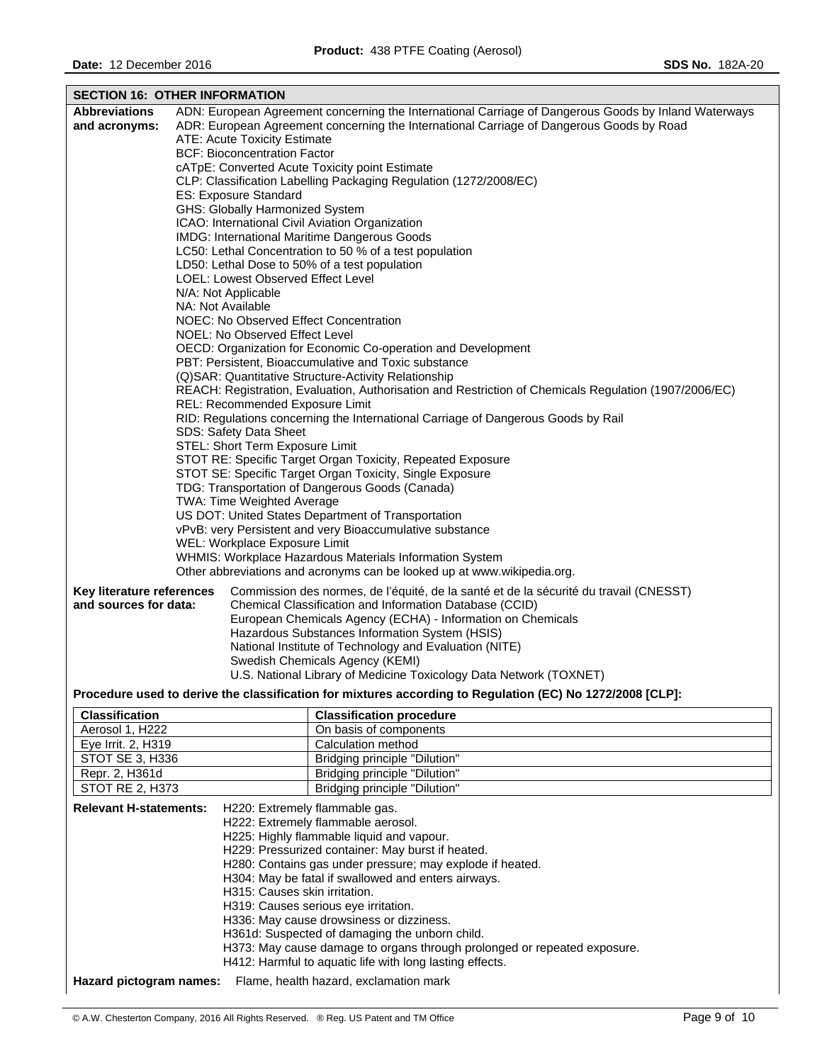## SECTION 16: OTHER INFORMATION

**Abbreviations and acronyms:**

ADN: European Agreement concerning the International Carriage of Dangerous Goods by Inland Waterways
ADR: European Agreement concerning the International Carriage of Dangerous Goods by Road
ATE: Acute Toxicity Estimate
BCF: Bioconcentration Factor
cATpE: Converted Acute Toxicity point Estimate
CLP: Classification Labelling Packaging Regulation (1272/2008/EC)
ES: Exposure Standard
GHS: Globally Harmonized System
ICAO: International Civil Aviation Organization
IMDG: International Maritime Dangerous Goods
LC50: Lethal Concentration to 50 % of a test population
LD50: Lethal Dose to 50% of a test population
LOEL: Lowest Observed Effect Level
N/A: Not Applicable
NA: Not Available
NOEC: No Observed Effect Concentration
NOEL: No Observed Effect Level
OECD: Organization for Economic Co-operation and Development
PBT: Persistent, Bioaccumulative and Toxic substance
(Q)SAR: Quantitative Structure-Activity Relationship
REACH: Registration, Evaluation, Authorisation and Restriction of Chemicals Regulation (1907/2006/EC)
REL: Recommended Exposure Limit
RID: Regulations concerning the International Carriage of Dangerous Goods by Rail
SDS: Safety Data Sheet
STEL: Short Term Exposure Limit
STOT RE: Specific Target Organ Toxicity, Repeated Exposure
STOT SE: Specific Target Organ Toxicity, Single Exposure
TDG: Transportation of Dangerous Goods (Canada)
TWA: Time Weighted Average
US DOT: United States Department of Transportation
vPvB: very Persistent and very Bioaccumulative substance
WEL: Workplace Exposure Limit
WHMIS: Workplace Hazardous Materials Information System
Other abbreviations and acronyms can be looked up at www.wikipedia.org.

**Key literature references and sources for data:**

Commission des normes, de l'équité, de la santé et de la sécurité du travail (CNESST)
Chemical Classification and Information Database (CCID)
European Chemicals Agency (ECHA) - Information on Chemicals
Hazardous Substances Information System (HSIS)
National Institute of Technology and Evaluation (NITE)
Swedish Chemicals Agency (KEMI)
U.S. National Library of Medicine Toxicology Data Network (TOXNET)

**Procedure used to derive the classification for mixtures according to Regulation (EC) No 1272/2008 [CLP]:**

| Classification | Classification procedure |
|---|---|
| Aerosol 1, H222 | On basis of components |
| Eye Irrit. 2, H319 | Calculation method |
| STOT SE 3, H336 | Bridging principle "Dilution" |
| Repr. 2, H361d | Bridging principle "Dilution" |
| STOT RE 2, H373 | Bridging principle "Dilution" |

**Relevant H-statements:**

H220: Extremely flammable gas.
H222: Extremely flammable aerosol.
H225: Highly flammable liquid and vapour.
H229: Pressurized container: May burst if heated.
H280: Contains gas under pressure; may explode if heated.
H304: May be fatal if swallowed and enters airways.
H315: Causes skin irritation.
H319: Causes serious eye irritation.
H336: May cause drowsiness or dizziness.
H361d: Suspected of damaging the unborn child.
H373: May cause damage to organs through prolonged or repeated exposure.
H412: Harmful to aquatic life with long lasting effects.

**Hazard pictogram names:** Flame, health hazard, exclamation mark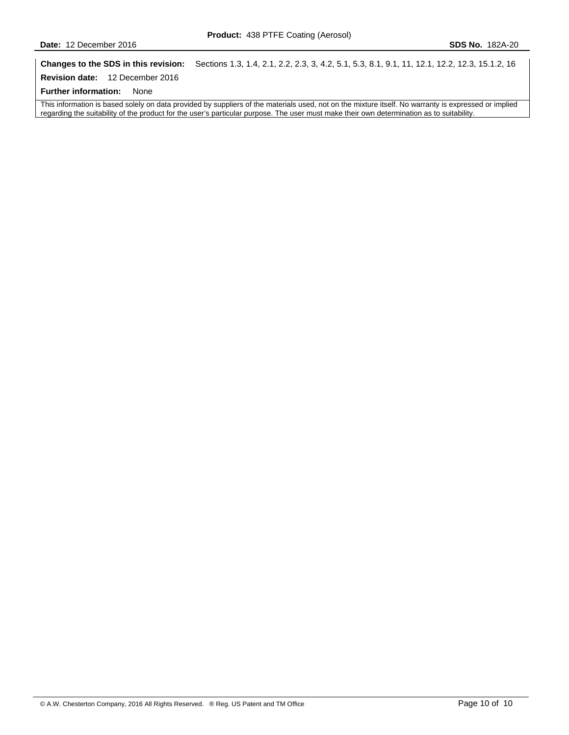**Changes to the SDS in this revision:** Sections 1.3, 1.4, 2.1, 2.2, 2.3, 3, 4.2, 5.1, 5.3, 8.1, 9.1, 11, 12.1, 12.2, 12.3, 15.1.2, 16

**Revision date:** 12 December 2016

**Further information:** None

This information is based solely on data provided by suppliers of the materials used, not on the mixture itself. No warranty is expressed or implied regarding the suitability of the product for the user's particular purpose. The user must make their own determination as to suitability.